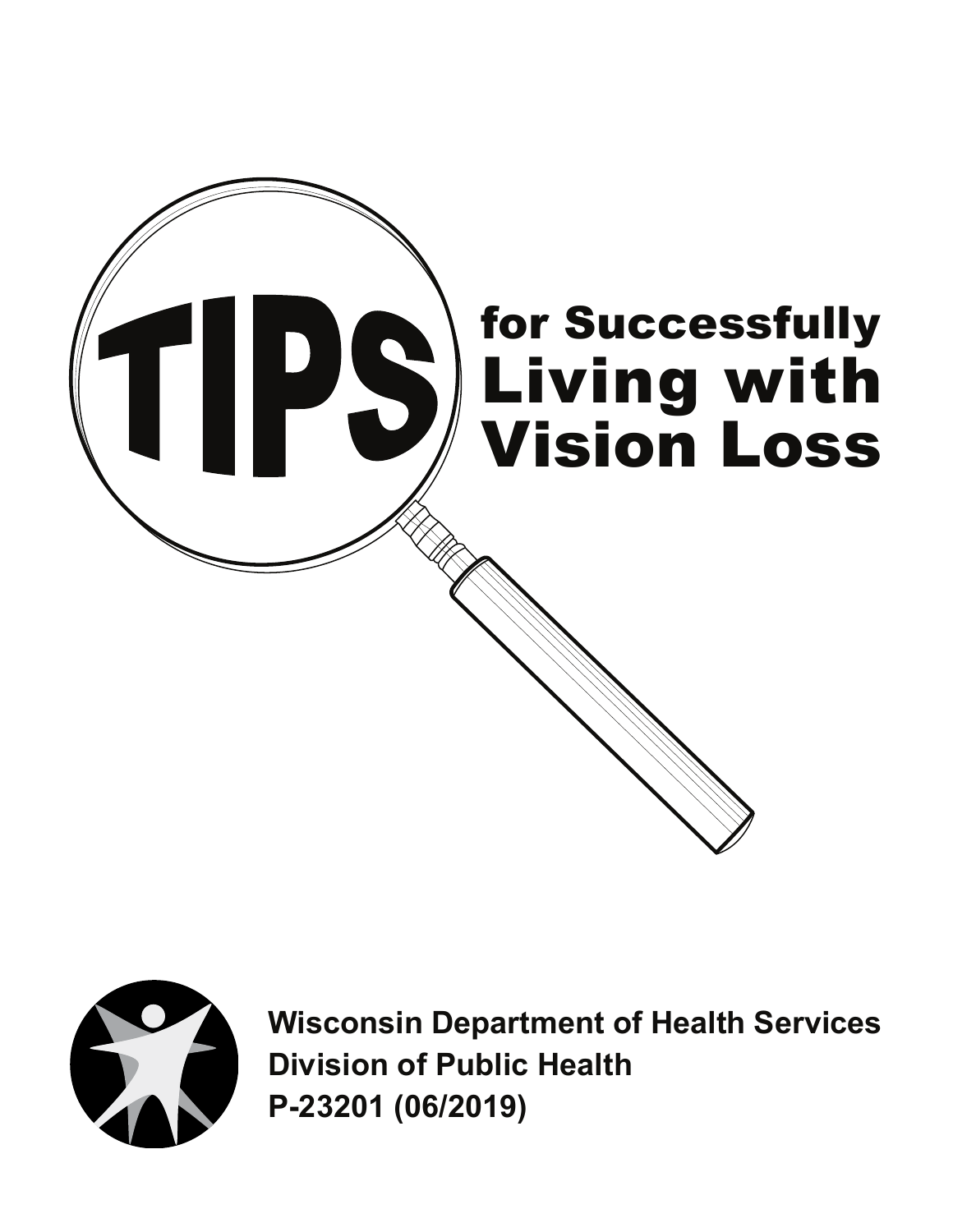# TIPS for Successfully Living with Vision Loss

**Wisconsin Department of Health Services**
**Division of Public Health**
**P-23201 (06/2019)**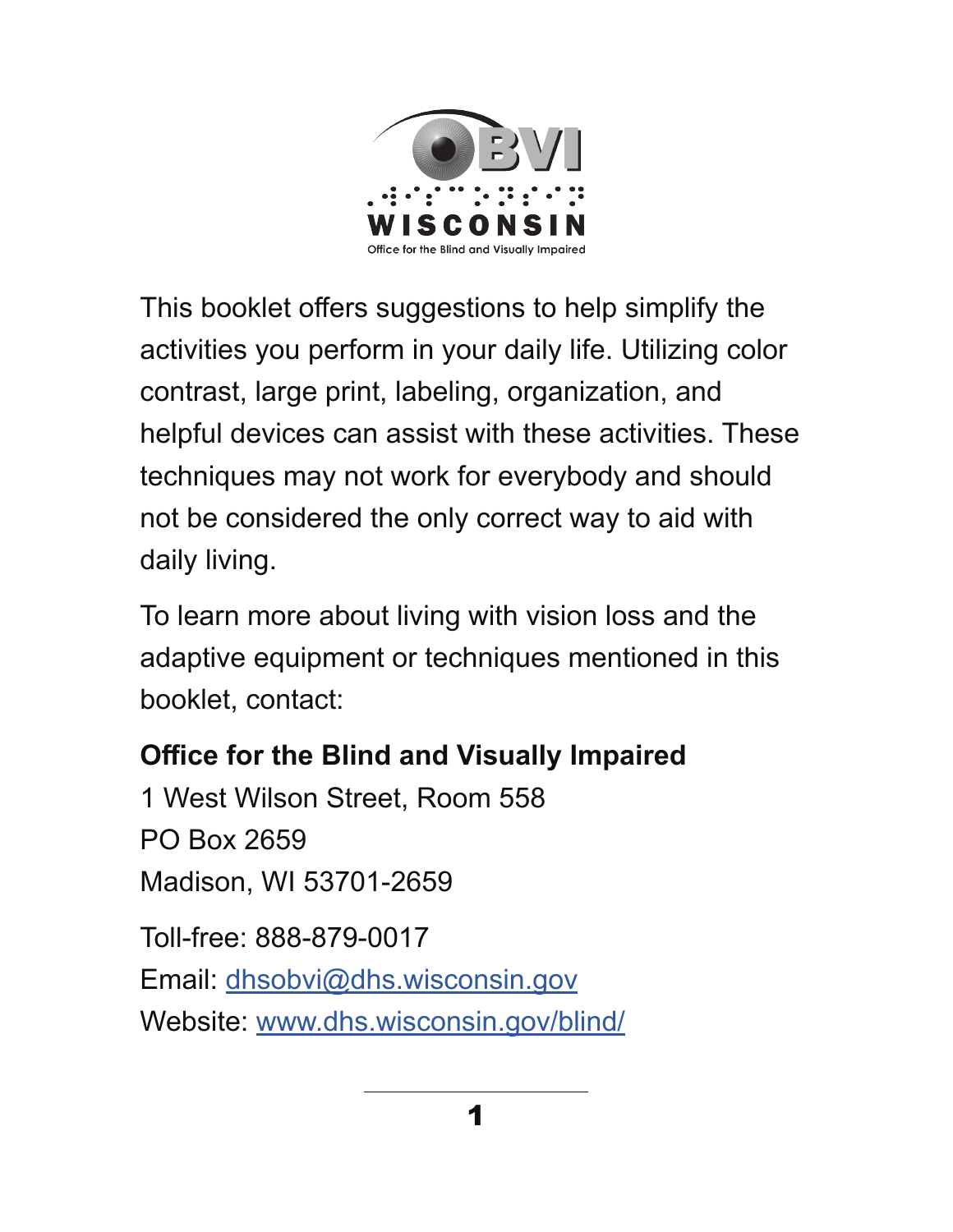OBVI WISCONSIN
Office for the Blind and Visually Impaired

This booklet offers suggestions to help simplify the activities you perform in your daily life. Utilizing color contrast, large print, labeling, organization, and helpful devices can assist with these activities. These techniques may not work for everybody and should not be considered the only correct way to aid with daily living.

To learn more about living with vision loss and the adaptive equipment or techniques mentioned in this booklet, contact:

**Office for the Blind and Visually Impaired**
1 West Wilson Street, Room 558
PO Box 2659
Madison, WI 53701-2659

Toll-free: 888-879-0017
Email: [dhsobvi@dhs.wisconsin.gov](mailto:dhsobvi@dhs.wisconsin.gov)
Website: [www.dhs.wisconsin.gov/blind/](http://www.dhs.wisconsin.gov/blind/)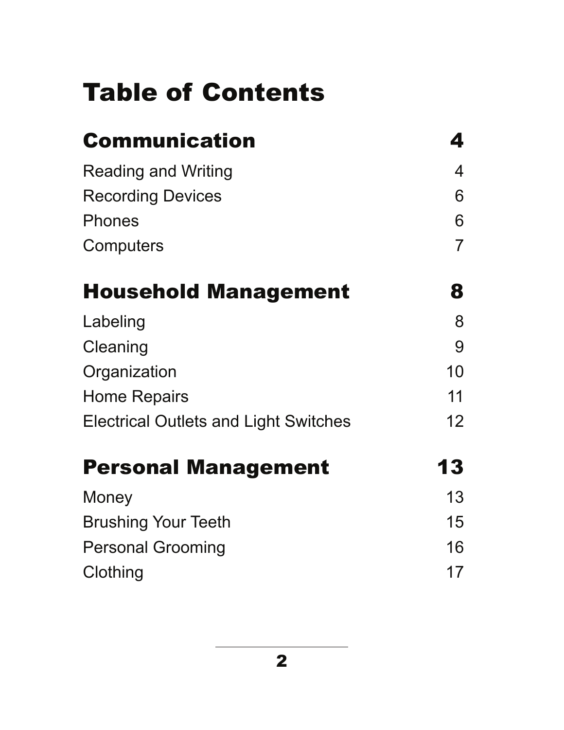# Table of Contents

## Communication 4

Reading and Writing 4
Recording Devices 6
Phones 6
Computers 7

## Household Management 8

Labeling 8
Cleaning 9
Organization 10
Home Repairs 11
Electrical Outlets and Light Switches 12

## Personal Management 13

Money 13
Brushing Your Teeth 15
Personal Grooming 16
Clothing 17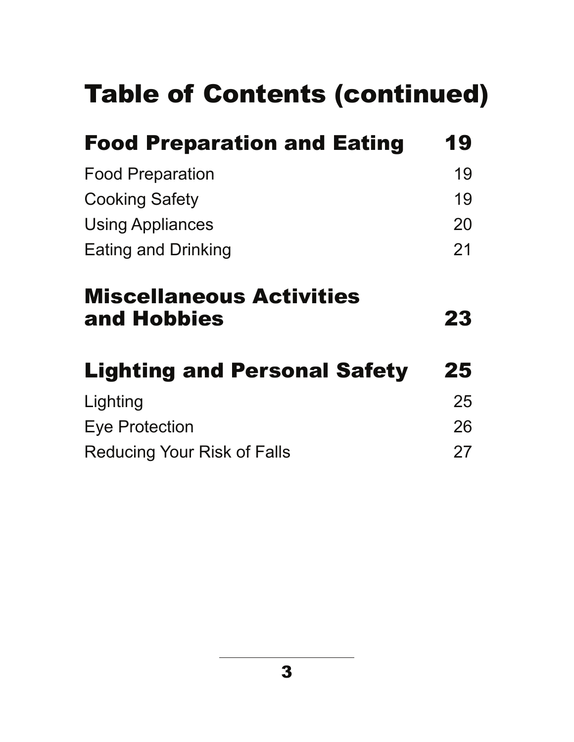# Table of Contents (continued)

## Food Preparation and Eating 19

| | |
|---|---|
| Food Preparation | 19 |
| Cooking Safety | 19 |
| Using Appliances | 20 |
| Eating and Drinking | 21 |

## Miscellaneous Activities and Hobbies 23

## Lighting and Personal Safety 25

| | |
|---|---|
| Lighting | 25 |
| Eye Protection | 26 |
| Reducing Your Risk of Falls | 27 |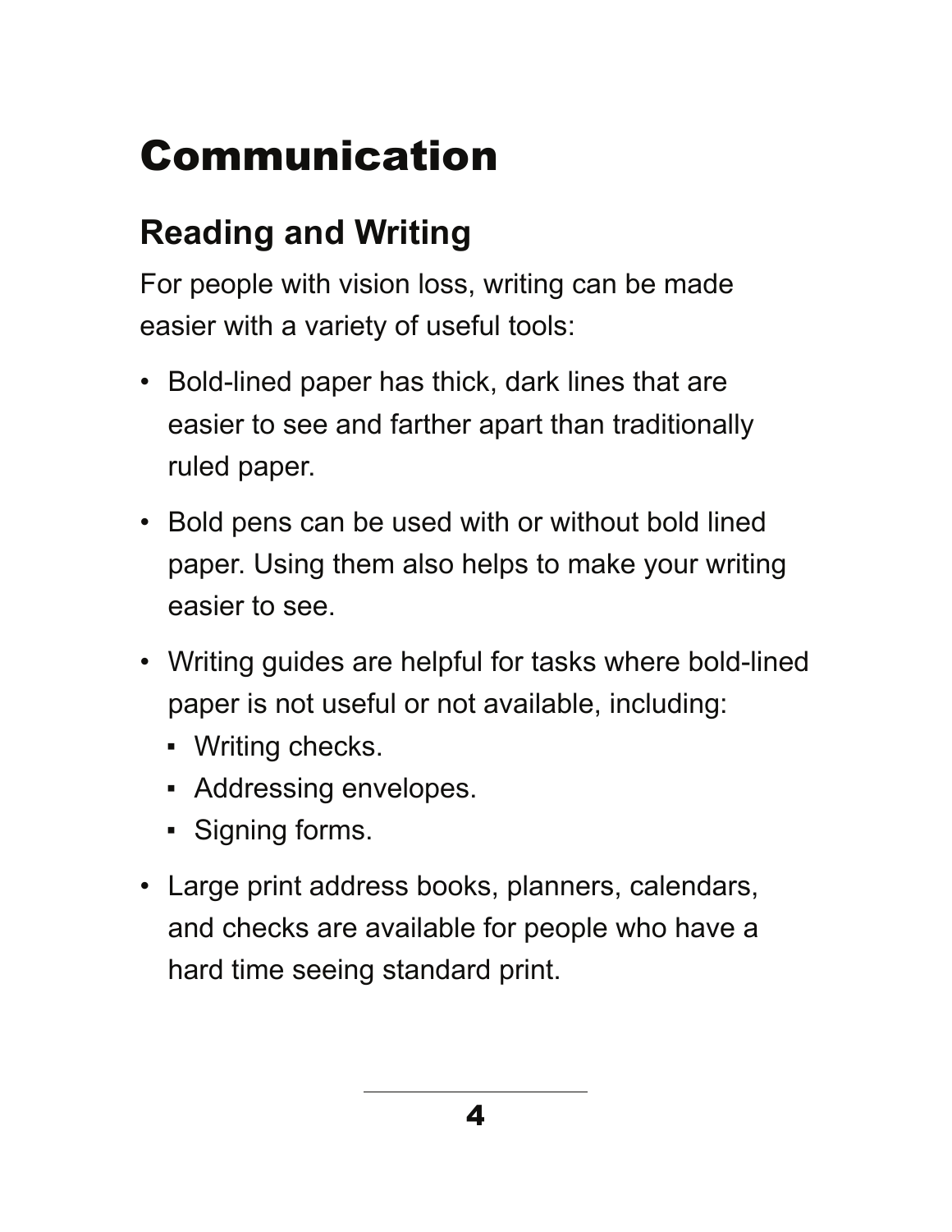# Communication

## Reading and Writing

For people with vision loss, writing can be made easier with a variety of useful tools:

- Bold-lined paper has thick, dark lines that are easier to see and farther apart than traditionally ruled paper.
- Bold pens can be used with or without bold lined paper. Using them also helps to make your writing easier to see.
- Writing guides are helpful for tasks where bold-lined paper is not useful or not available, including:
  - Writing checks.
  - Addressing envelopes.
  - Signing forms.
- Large print address books, planners, calendars, and checks are available for people who have a hard time seeing standard print.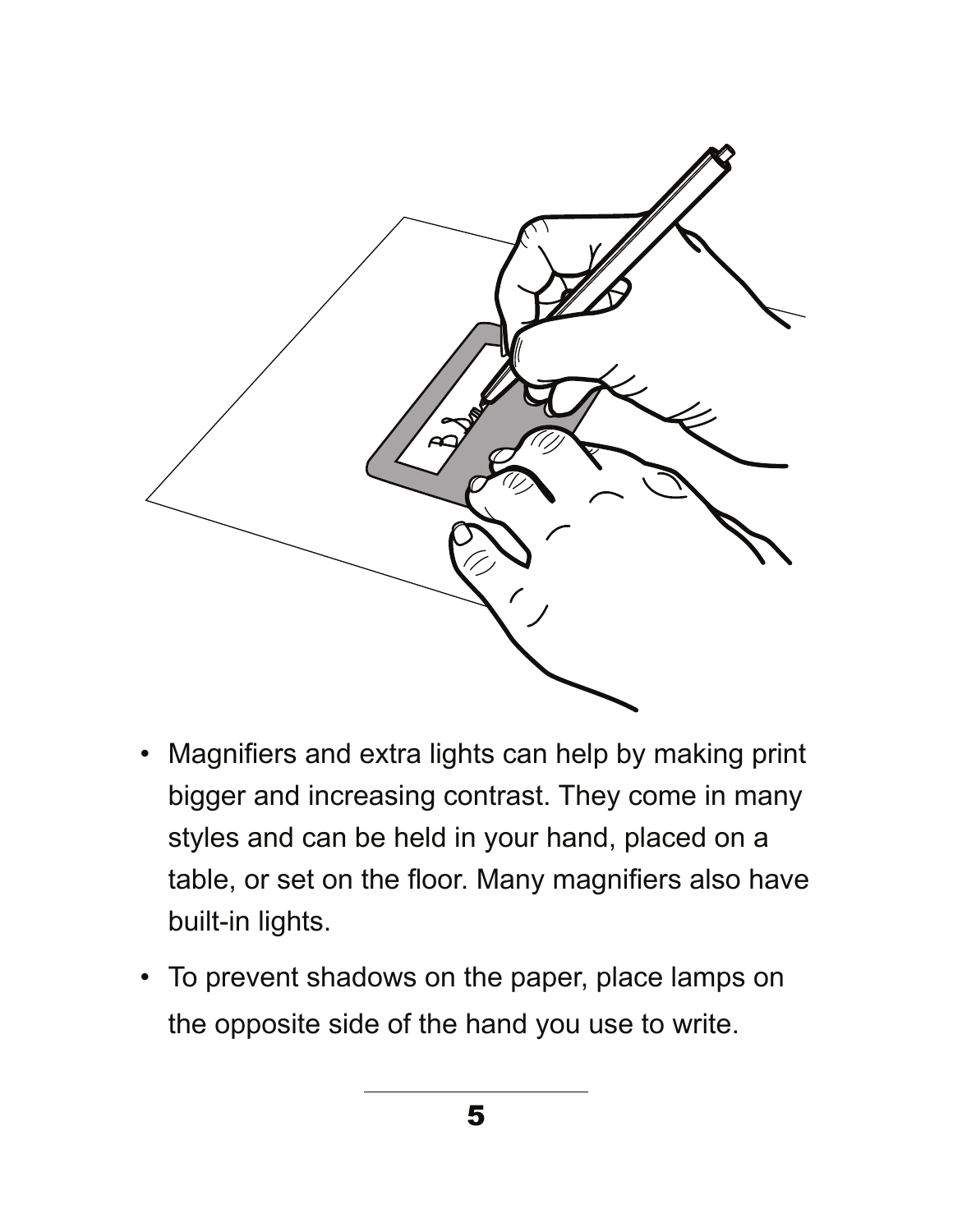- Magnifiers and extra lights can help by making print bigger and increasing contrast. They come in many styles and can be held in your hand, placed on a table, or set on the floor. Many magnifiers also have built-in lights.
- To prevent shadows on the paper, place lamps on the opposite side of the hand you use to write.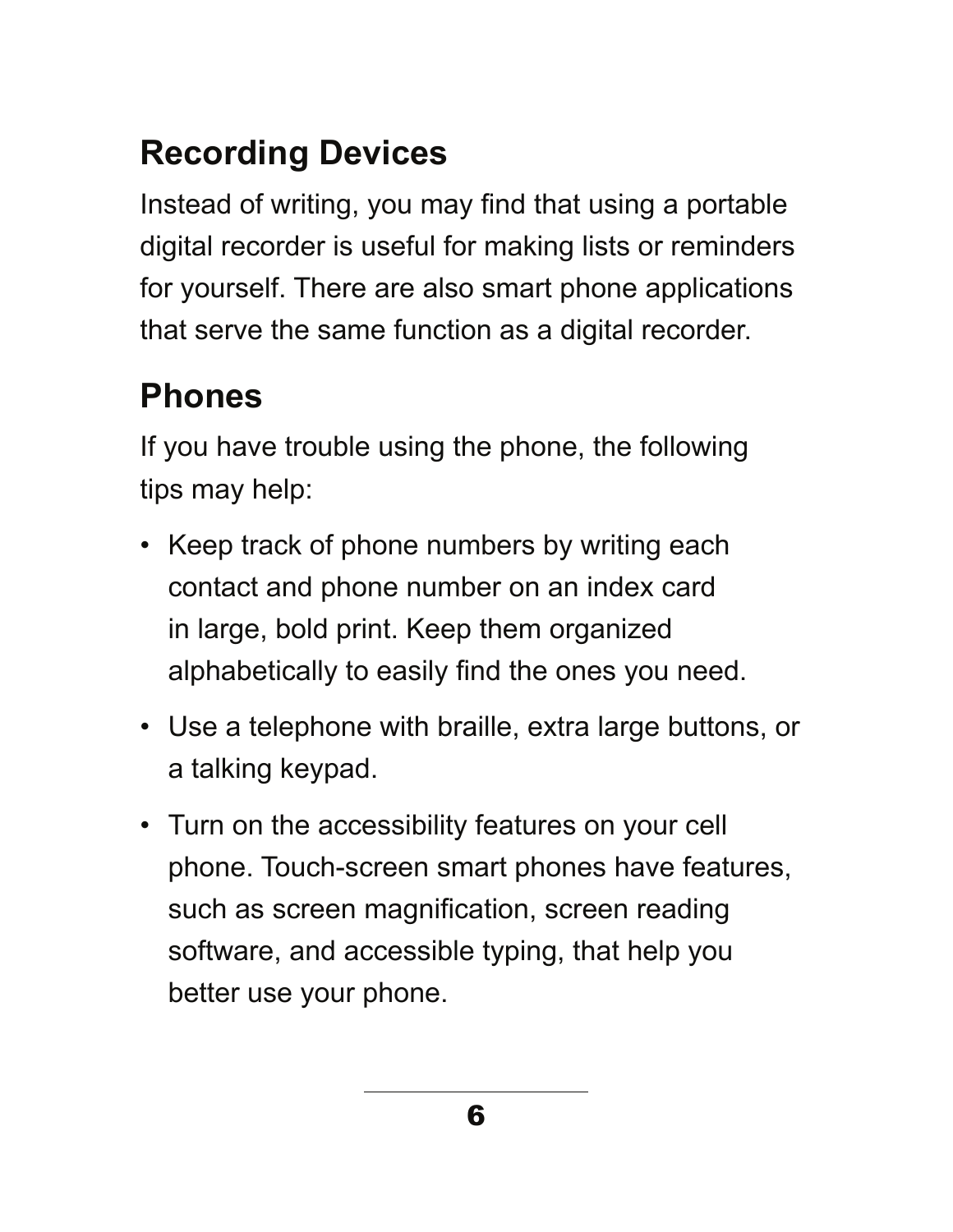## Recording Devices

Instead of writing, you may find that using a portable digital recorder is useful for making lists or reminders for yourself. There are also smart phone applications that serve the same function as a digital recorder.

## Phones

If you have trouble using the phone, the following tips may help:

- Keep track of phone numbers by writing each contact and phone number on an index card in large, bold print. Keep them organized alphabetically to easily find the ones you need.
- Use a telephone with braille, extra large buttons, or a talking keypad.
- Turn on the accessibility features on your cell phone. Touch-screen smart phones have features, such as screen magnification, screen reading software, and accessible typing, that help you better use your phone.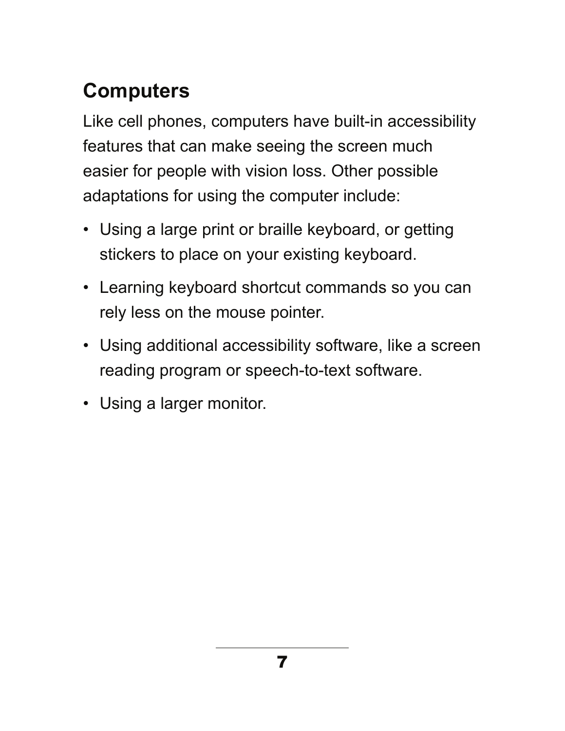## Computers

Like cell phones, computers have built-in accessibility features that can make seeing the screen much easier for people with vision loss. Other possible adaptations for using the computer include:

- Using a large print or braille keyboard, or getting stickers to place on your existing keyboard.
- Learning keyboard shortcut commands so you can rely less on the mouse pointer.
- Using additional accessibility software, like a screen reading program or speech-to-text software.
- Using a larger monitor.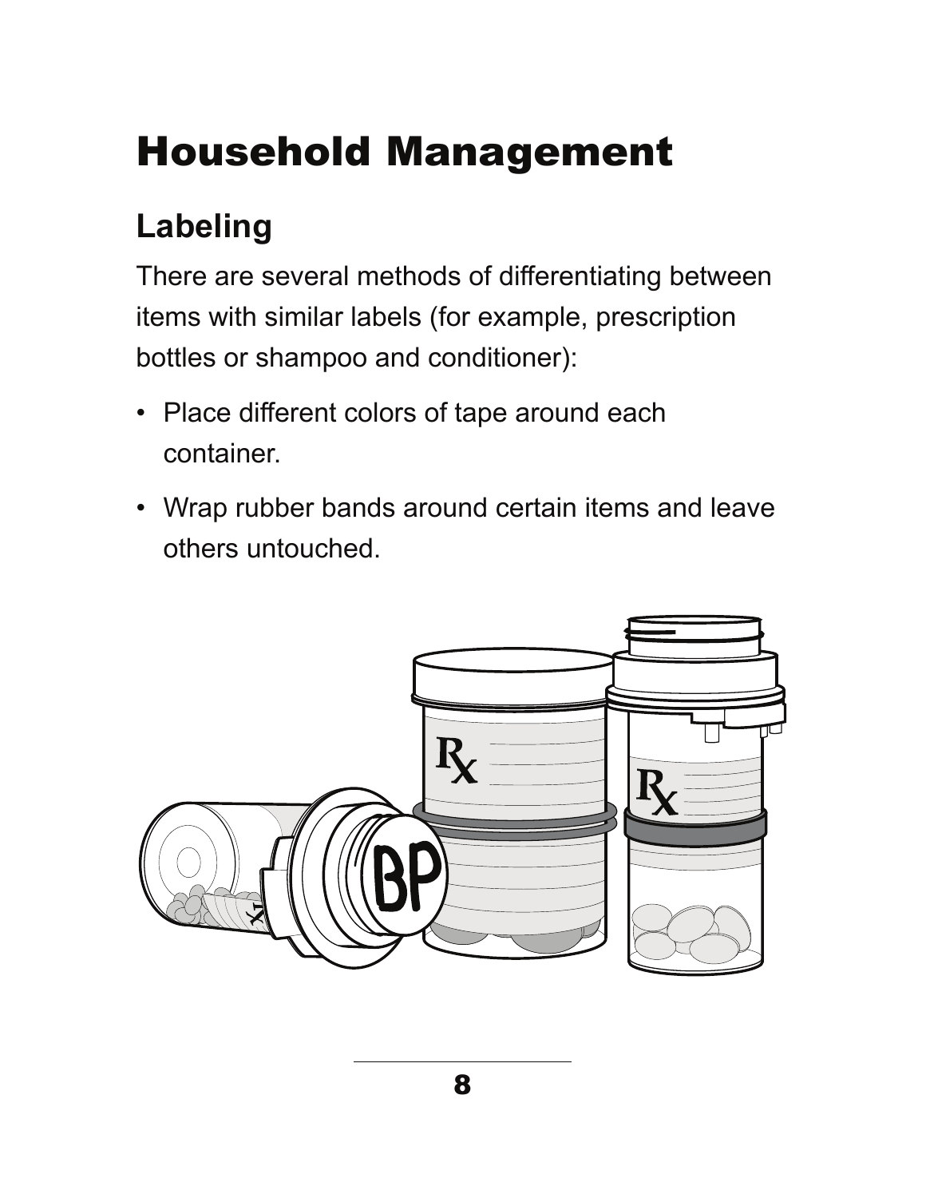# Household Management

## Labeling

There are several methods of differentiating between items with similar labels (for example, prescription bottles or shampoo and conditioner):

- Place different colors of tape around each container.
- Wrap rubber bands around certain items and leave others untouched.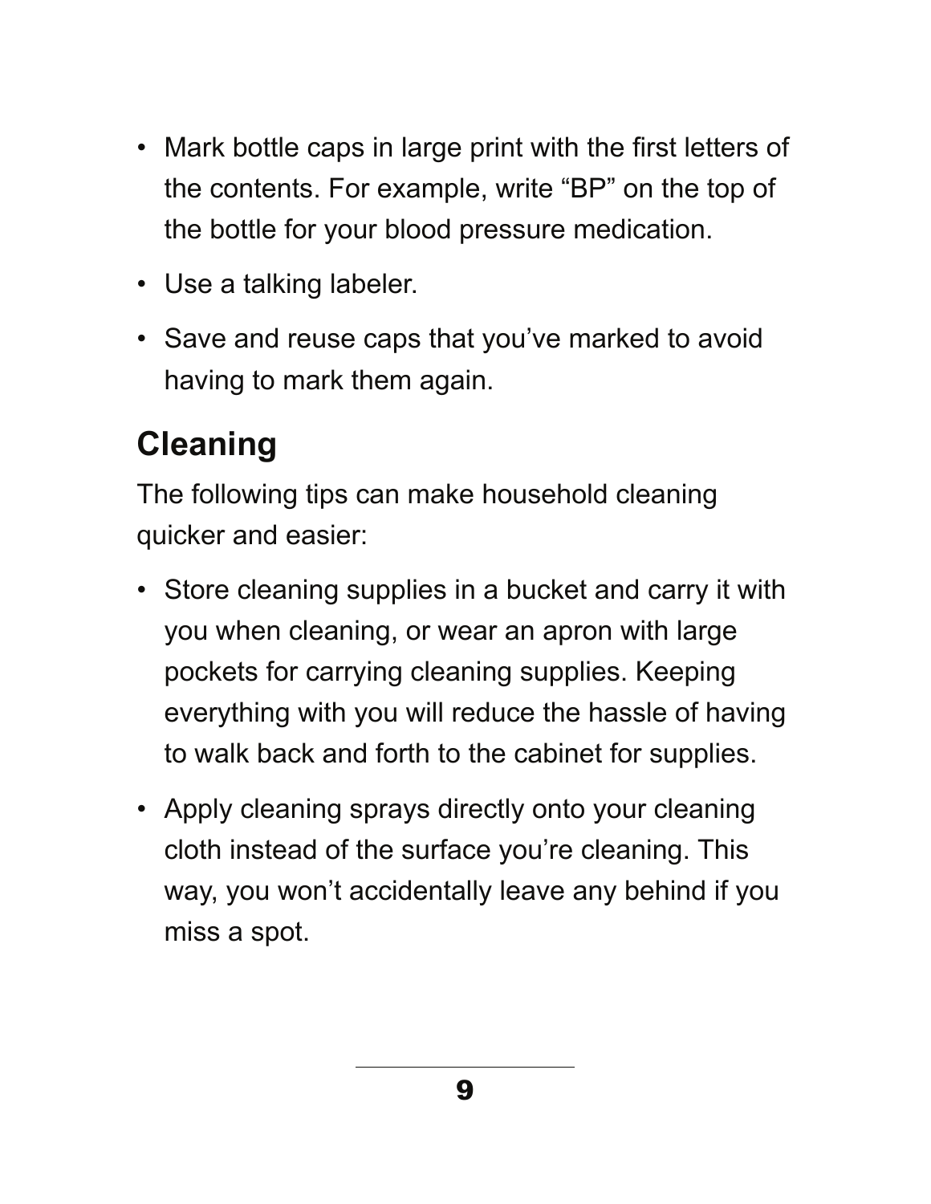- Mark bottle caps in large print with the first letters of the contents. For example, write "BP" on the top of the bottle for your blood pressure medication.
- Use a talking labeler.
- Save and reuse caps that you've marked to avoid having to mark them again.

## Cleaning

The following tips can make household cleaning quicker and easier:

- Store cleaning supplies in a bucket and carry it with you when cleaning, or wear an apron with large pockets for carrying cleaning supplies. Keeping everything with you will reduce the hassle of having to walk back and forth to the cabinet for supplies.
- Apply cleaning sprays directly onto your cleaning cloth instead of the surface you're cleaning. This way, you won't accidentally leave any behind if you miss a spot.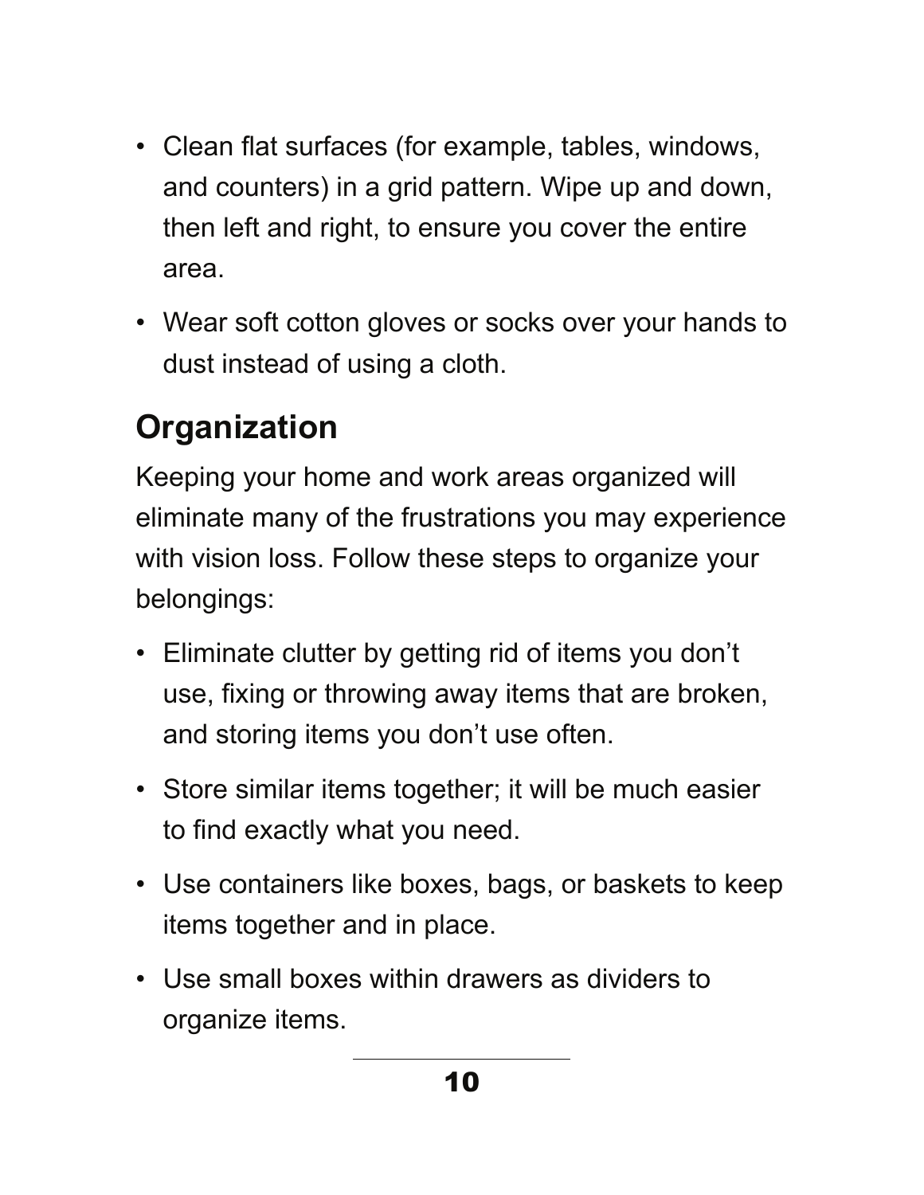- Clean flat surfaces (for example, tables, windows, and counters) in a grid pattern. Wipe up and down, then left and right, to ensure you cover the entire area.
- Wear soft cotton gloves or socks over your hands to dust instead of using a cloth.

## Organization

Keeping your home and work areas organized will eliminate many of the frustrations you may experience with vision loss. Follow these steps to organize your belongings:

- Eliminate clutter by getting rid of items you don't use, fixing or throwing away items that are broken, and storing items you don't use often.
- Store similar items together; it will be much easier to find exactly what you need.
- Use containers like boxes, bags, or baskets to keep items together and in place.
- Use small boxes within drawers as dividers to organize items.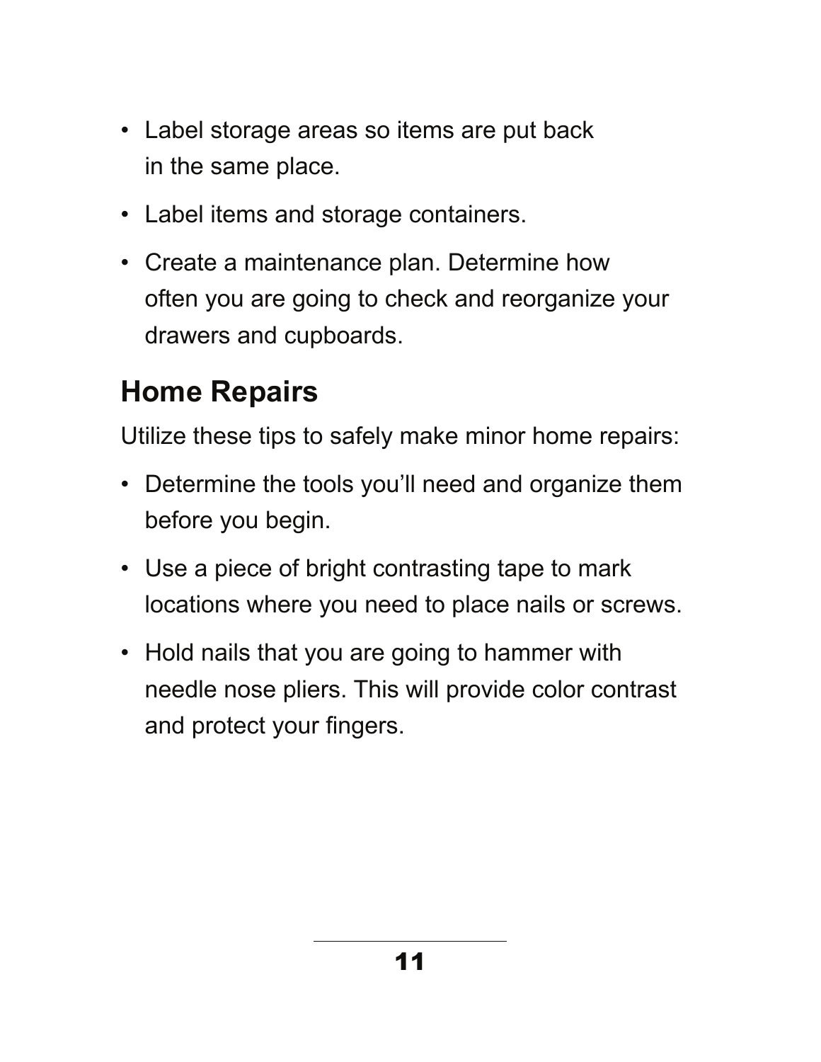- Label storage areas so items are put back in the same place.
- Label items and storage containers.
- Create a maintenance plan. Determine how often you are going to check and reorganize your drawers and cupboards.

## Home Repairs

Utilize these tips to safely make minor home repairs:

- Determine the tools you'll need and organize them before you begin.
- Use a piece of bright contrasting tape to mark locations where you need to place nails or screws.
- Hold nails that you are going to hammer with needle nose pliers. This will provide color contrast and protect your fingers.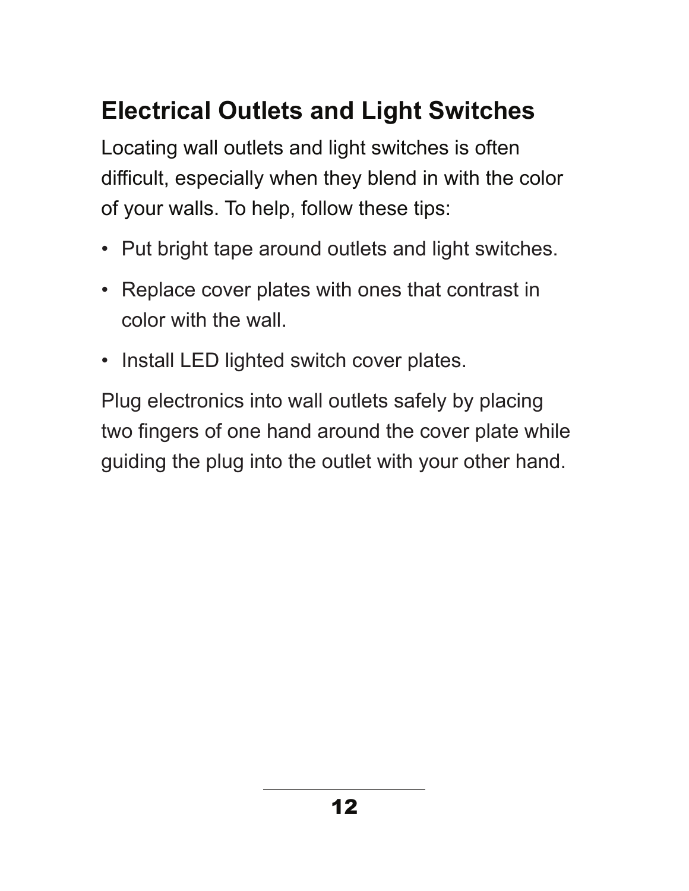## Electrical Outlets and Light Switches

Locating wall outlets and light switches is often difficult, especially when they blend in with the color of your walls. To help, follow these tips:

- Put bright tape around outlets and light switches.
- Replace cover plates with ones that contrast in color with the wall.
- Install LED lighted switch cover plates.

Plug electronics into wall outlets safely by placing two fingers of one hand around the cover plate while guiding the plug into the outlet with your other hand.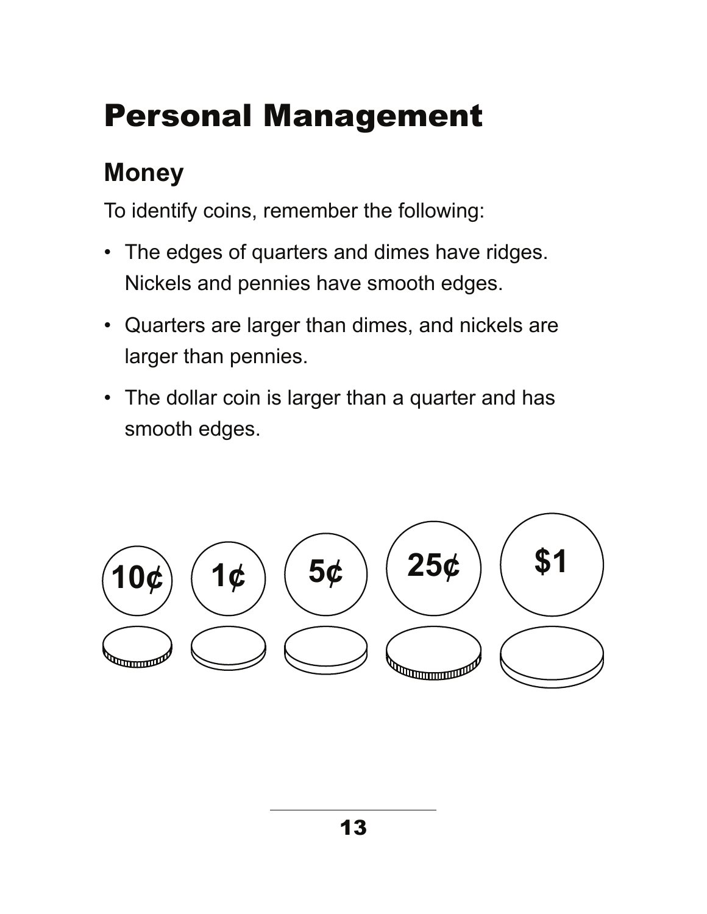# Personal Management

## Money

To identify coins, remember the following:

- The edges of quarters and dimes have ridges. Nickels and pennies have smooth edges.
- Quarters are larger than dimes, and nickels are larger than pennies.
- The dollar coin is larger than a quarter and has smooth edges.

10¢ 1¢ 5¢ 25¢ $1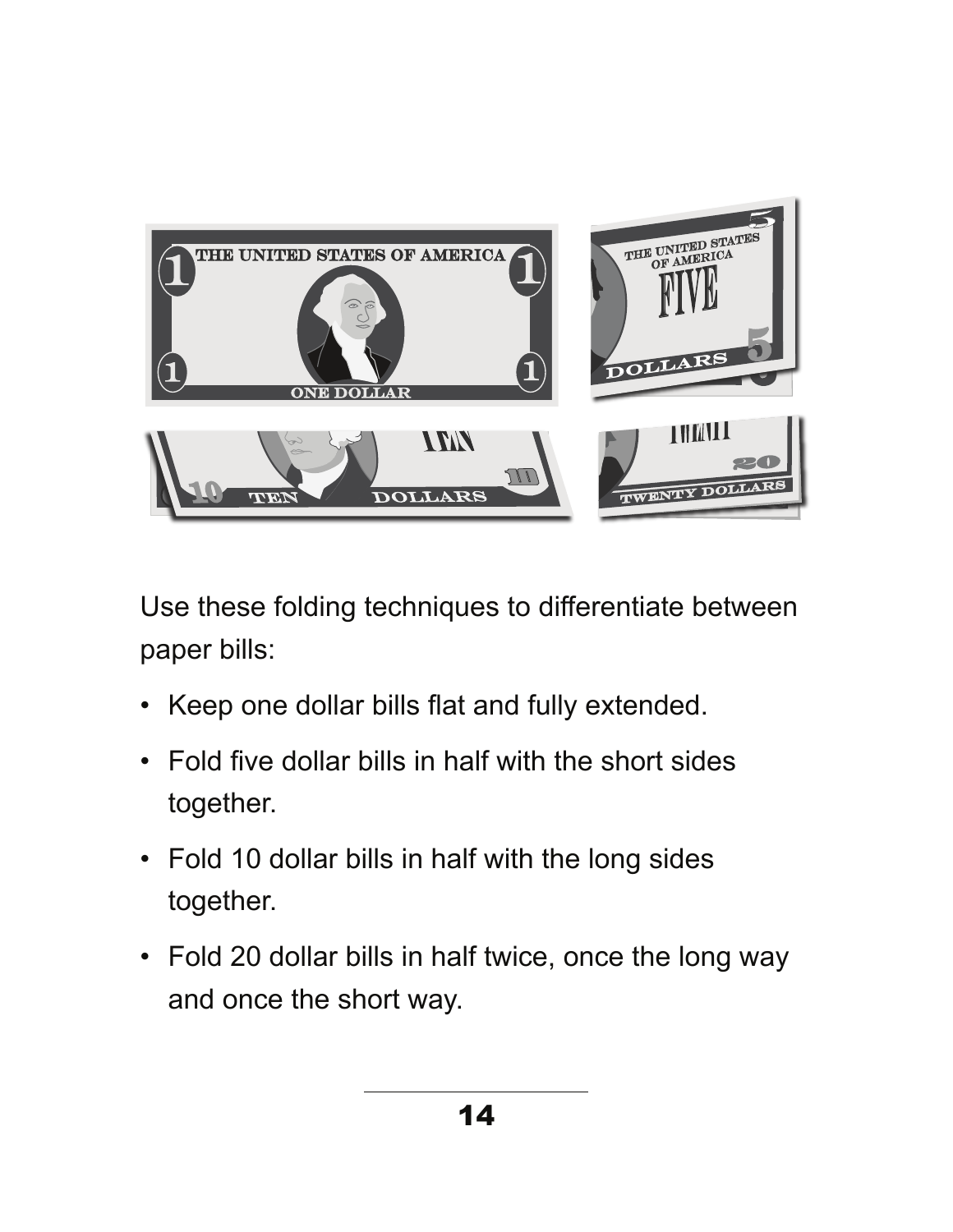Use these folding techniques to differentiate between paper bills:

- Keep one dollar bills flat and fully extended.
- Fold five dollar bills in half with the short sides together.
- Fold 10 dollar bills in half with the long sides together.
- Fold 20 dollar bills in half twice, once the long way and once the short way.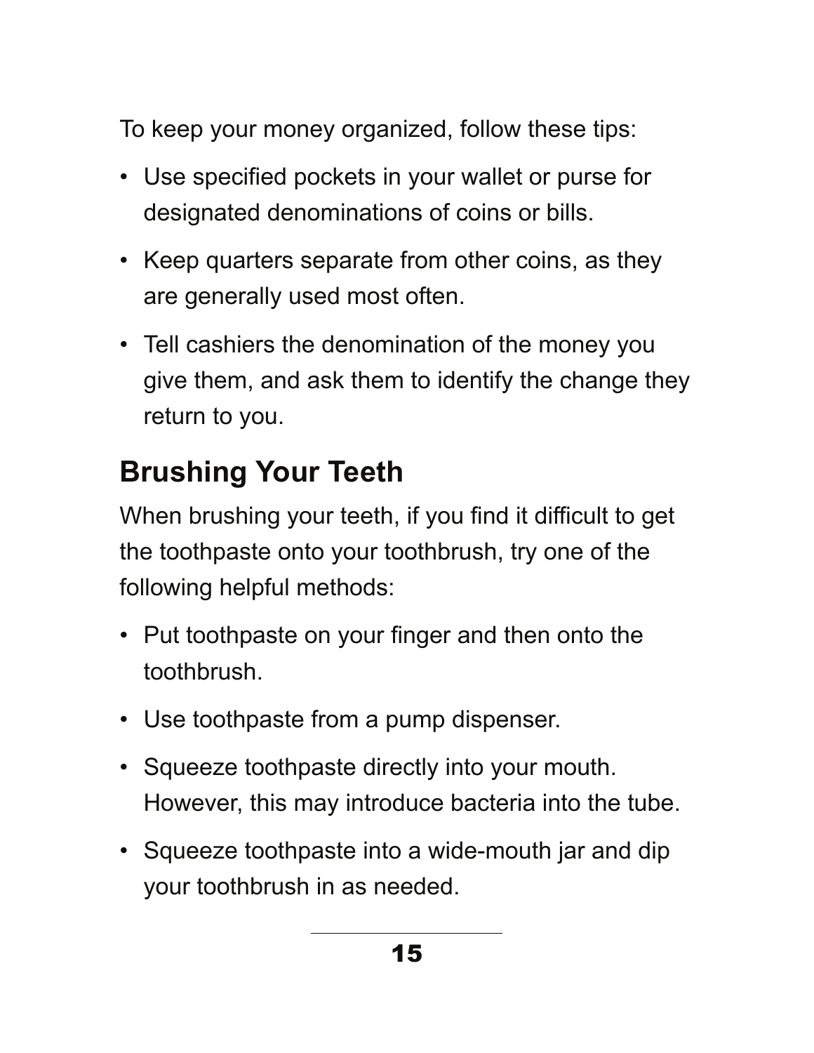To keep your money organized, follow these tips:

- Use specified pockets in your wallet or purse for designated denominations of coins or bills.
- Keep quarters separate from other coins, as they are generally used most often.
- Tell cashiers the denomination of the money you give them, and ask them to identify the change they return to you.

## Brushing Your Teeth

When brushing your teeth, if you find it difficult to get the toothpaste onto your toothbrush, try one of the following helpful methods:

- Put toothpaste on your finger and then onto the toothbrush.
- Use toothpaste from a pump dispenser.
- Squeeze toothpaste directly into your mouth. However, this may introduce bacteria into the tube.
- Squeeze toothpaste into a wide-mouth jar and dip your toothbrush in as needed.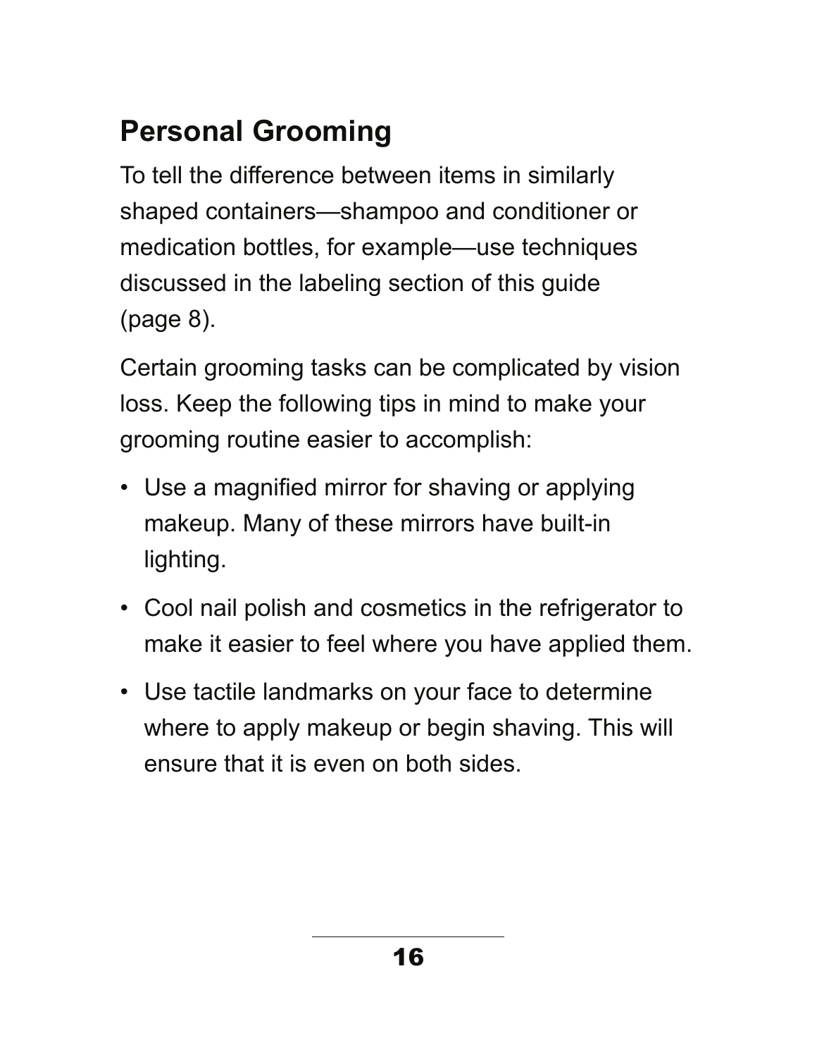## Personal Grooming

To tell the difference between items in similarly shaped containers—shampoo and conditioner or medication bottles, for example—use techniques discussed in the labeling section of this guide (page 8).

Certain grooming tasks can be complicated by vision loss. Keep the following tips in mind to make your grooming routine easier to accomplish:

- Use a magnified mirror for shaving or applying makeup. Many of these mirrors have built-in lighting.
- Cool nail polish and cosmetics in the refrigerator to make it easier to feel where you have applied them.
- Use tactile landmarks on your face to determine where to apply makeup or begin shaving. This will ensure that it is even on both sides.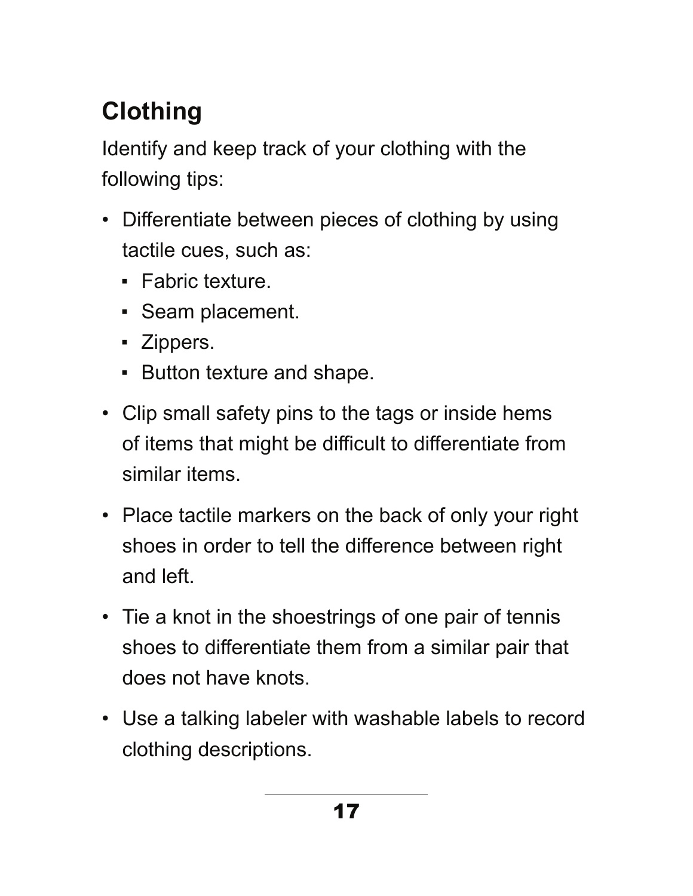## Clothing

Identify and keep track of your clothing with the following tips:

- Differentiate between pieces of clothing by using tactile cues, such as:
  - Fabric texture.
  - Seam placement.
  - Zippers.
  - Button texture and shape.
- Clip small safety pins to the tags or inside hems of items that might be difficult to differentiate from similar items.
- Place tactile markers on the back of only your right shoes in order to tell the difference between right and left.
- Tie a knot in the shoestrings of one pair of tennis shoes to differentiate them from a similar pair that does not have knots.
- Use a talking labeler with washable labels to record clothing descriptions.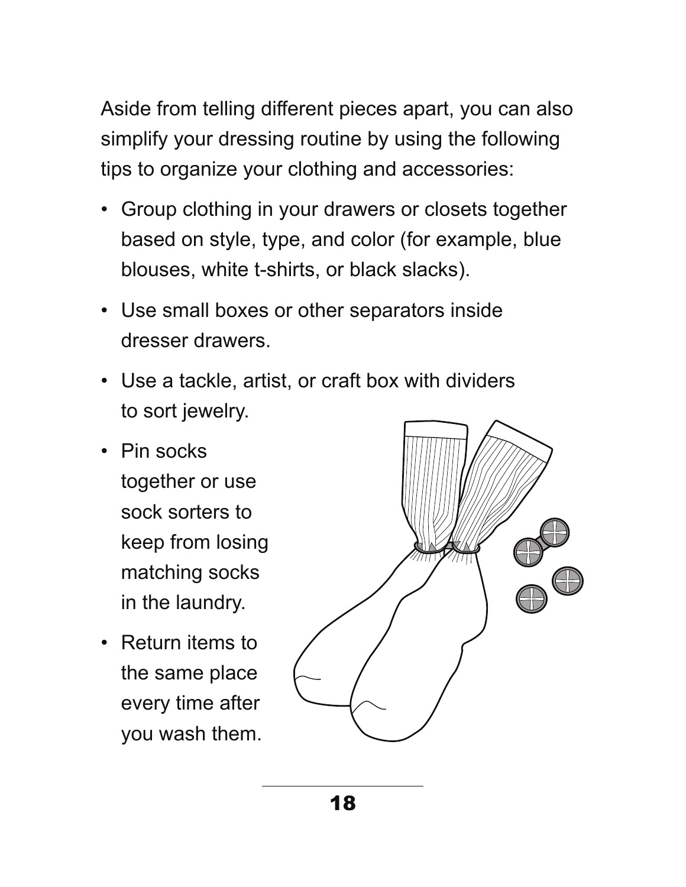Aside from telling different pieces apart, you can also simplify your dressing routine by using the following tips to organize your clothing and accessories:

- Group clothing in your drawers or closets together based on style, type, and color (for example, blue blouses, white t-shirts, or black slacks).
- Use small boxes or other separators inside dresser drawers.
- Use a tackle, artist, or craft box with dividers to sort jewelry.
- Pin socks together or use sock sorters to keep from losing matching socks in the laundry.
- Return items to the same place every time after you wash them.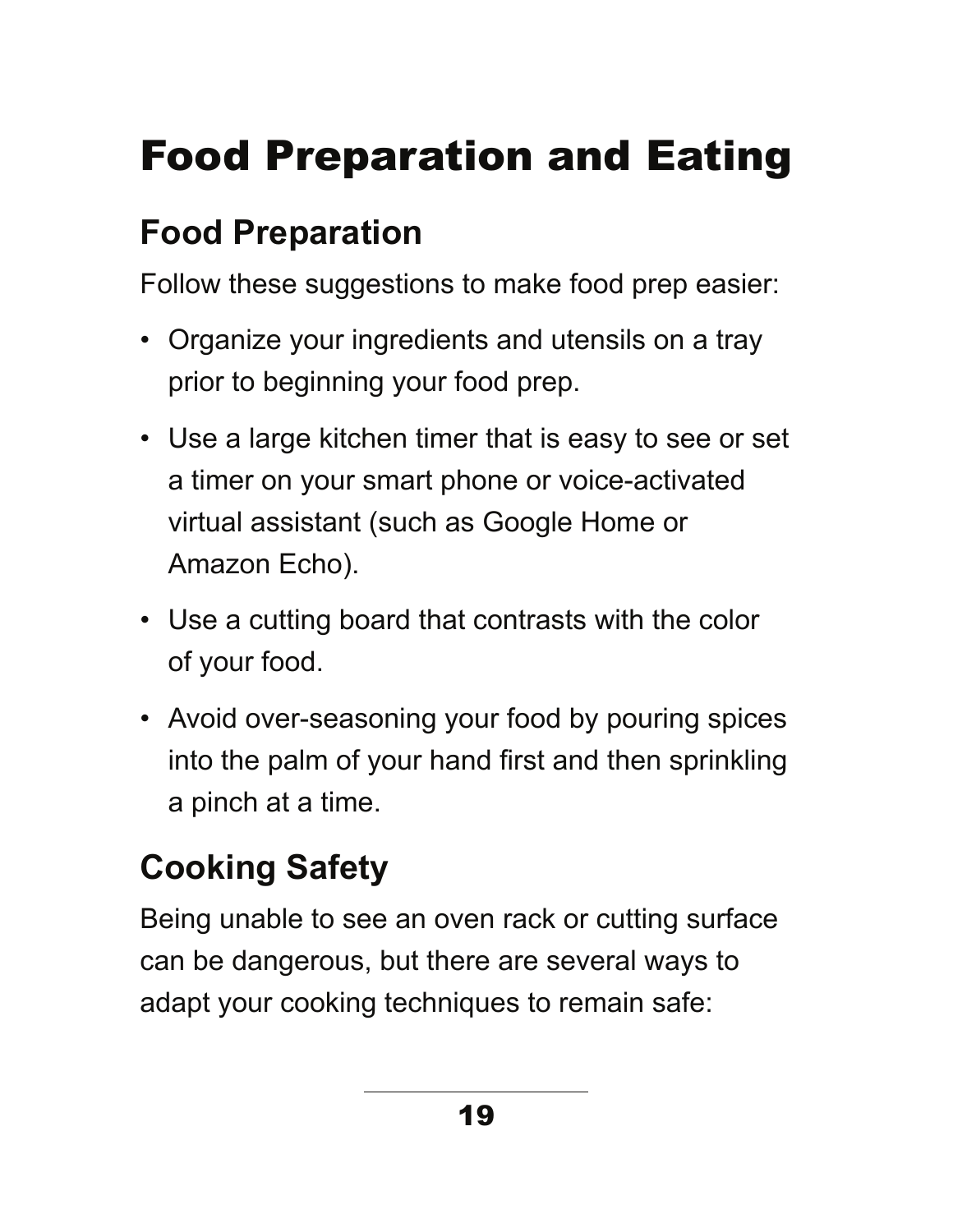# Food Preparation and Eating

## Food Preparation

Follow these suggestions to make food prep easier:

- Organize your ingredients and utensils on a tray prior to beginning your food prep.
- Use a large kitchen timer that is easy to see or set a timer on your smart phone or voice-activated virtual assistant (such as Google Home or Amazon Echo).
- Use a cutting board that contrasts with the color of your food.
- Avoid over-seasoning your food by pouring spices into the palm of your hand first and then sprinkling a pinch at a time.

## Cooking Safety

Being unable to see an oven rack or cutting surface can be dangerous, but there are several ways to adapt your cooking techniques to remain safe: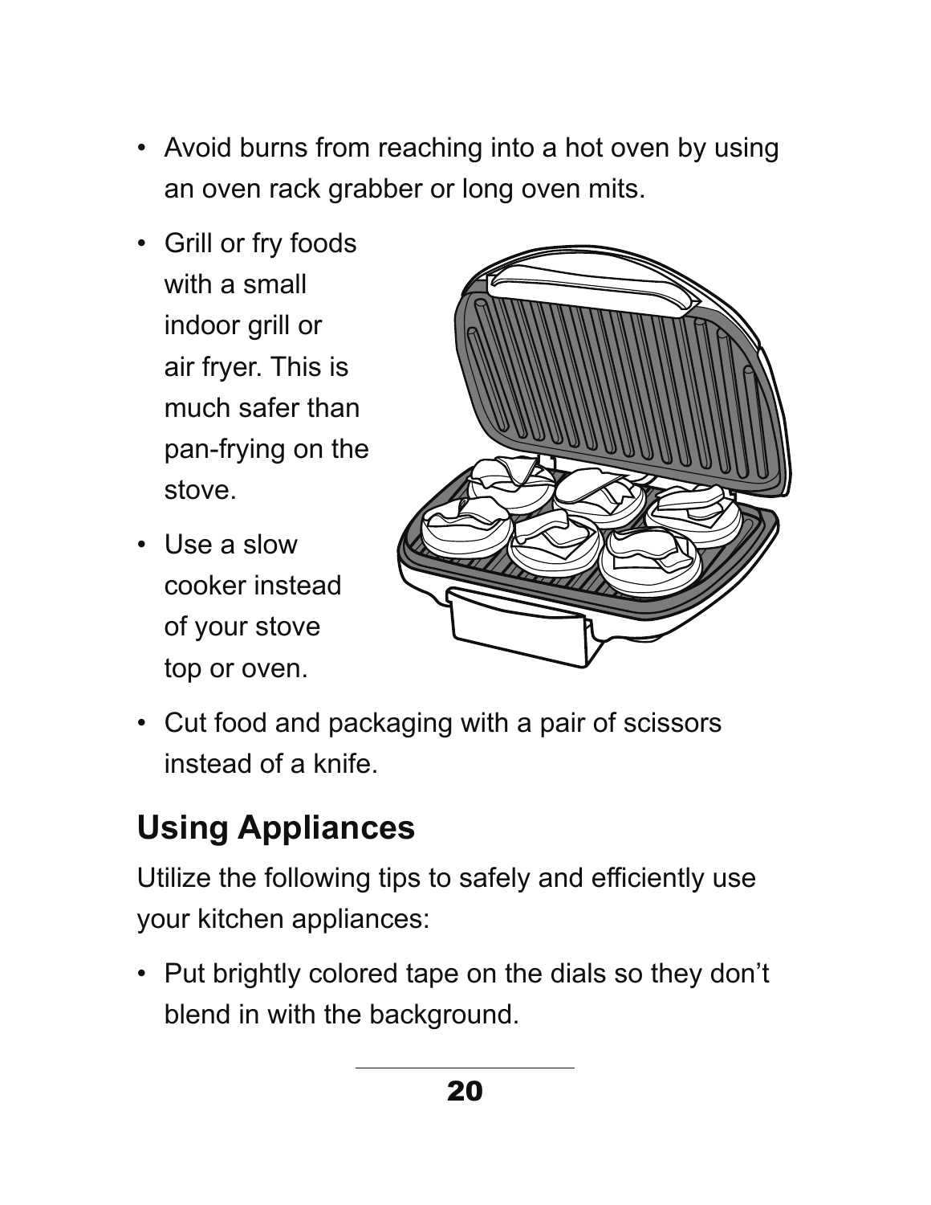- Avoid burns from reaching into a hot oven by using an oven rack grabber or long oven mits.
- Grill or fry foods with a small indoor grill or air fryer. This is much safer than pan-frying on the stove.
- Use a slow cooker instead of your stove top or oven.
- Cut food and packaging with a pair of scissors instead of a knife.

## Using Appliances

Utilize the following tips to safely and efficiently use your kitchen appliances:

- Put brightly colored tape on the dials so they don't blend in with the background.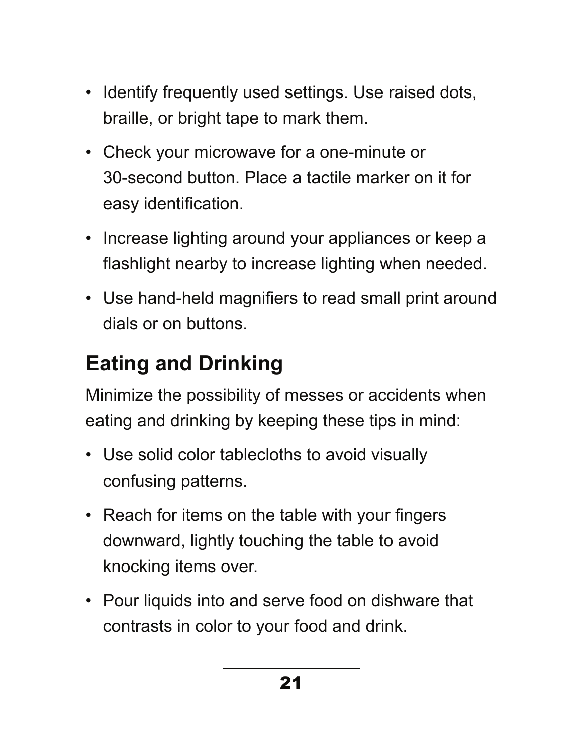- Identify frequently used settings. Use raised dots, braille, or bright tape to mark them.
- Check your microwave for a one-minute or 30-second button. Place a tactile marker on it for easy identification.
- Increase lighting around your appliances or keep a flashlight nearby to increase lighting when needed.
- Use hand-held magnifiers to read small print around dials or on buttons.

## Eating and Drinking

Minimize the possibility of messes or accidents when eating and drinking by keeping these tips in mind:

- Use solid color tablecloths to avoid visually confusing patterns.
- Reach for items on the table with your fingers downward, lightly touching the table to avoid knocking items over.
- Pour liquids into and serve food on dishware that contrasts in color to your food and drink.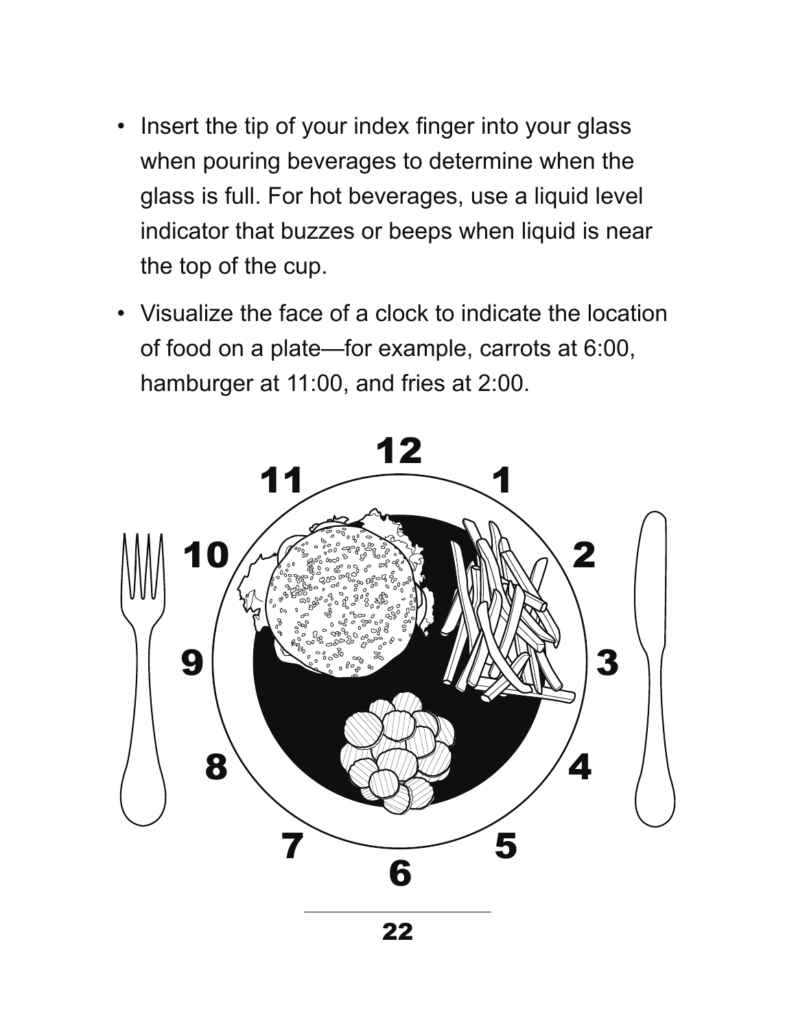- Insert the tip of your index finger into your glass when pouring beverages to determine when the glass is full. For hot beverages, use a liquid level indicator that buzzes or beeps when liquid is near the top of the cup.
- Visualize the face of a clock to indicate the location of food on a plate—for example, carrots at 6:00, hamburger at 11:00, and fries at 2:00.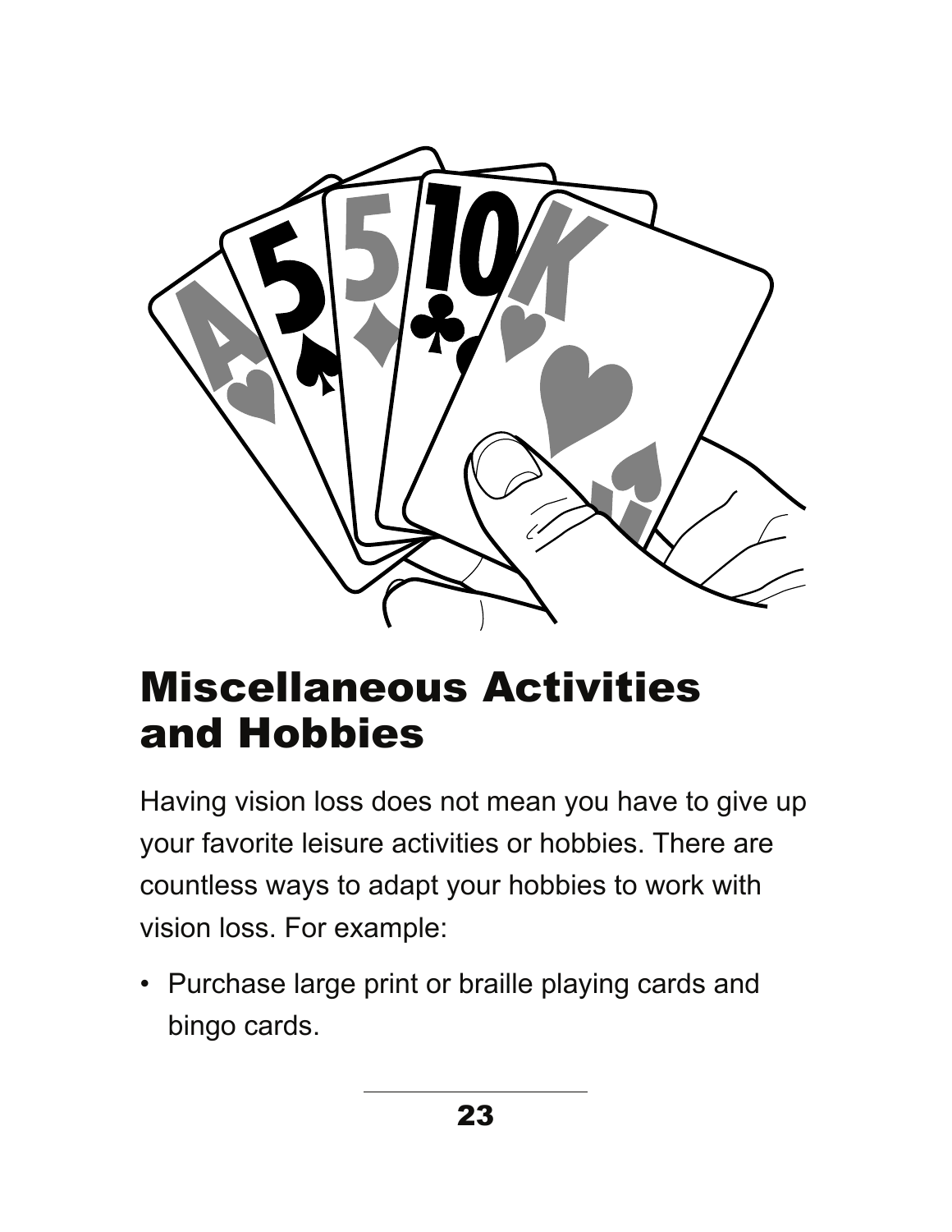# Miscellaneous Activities and Hobbies

Having vision loss does not mean you have to give up your favorite leisure activities or hobbies. There are countless ways to adapt your hobbies to work with vision loss. For example:

- Purchase large print or braille playing cards and bingo cards.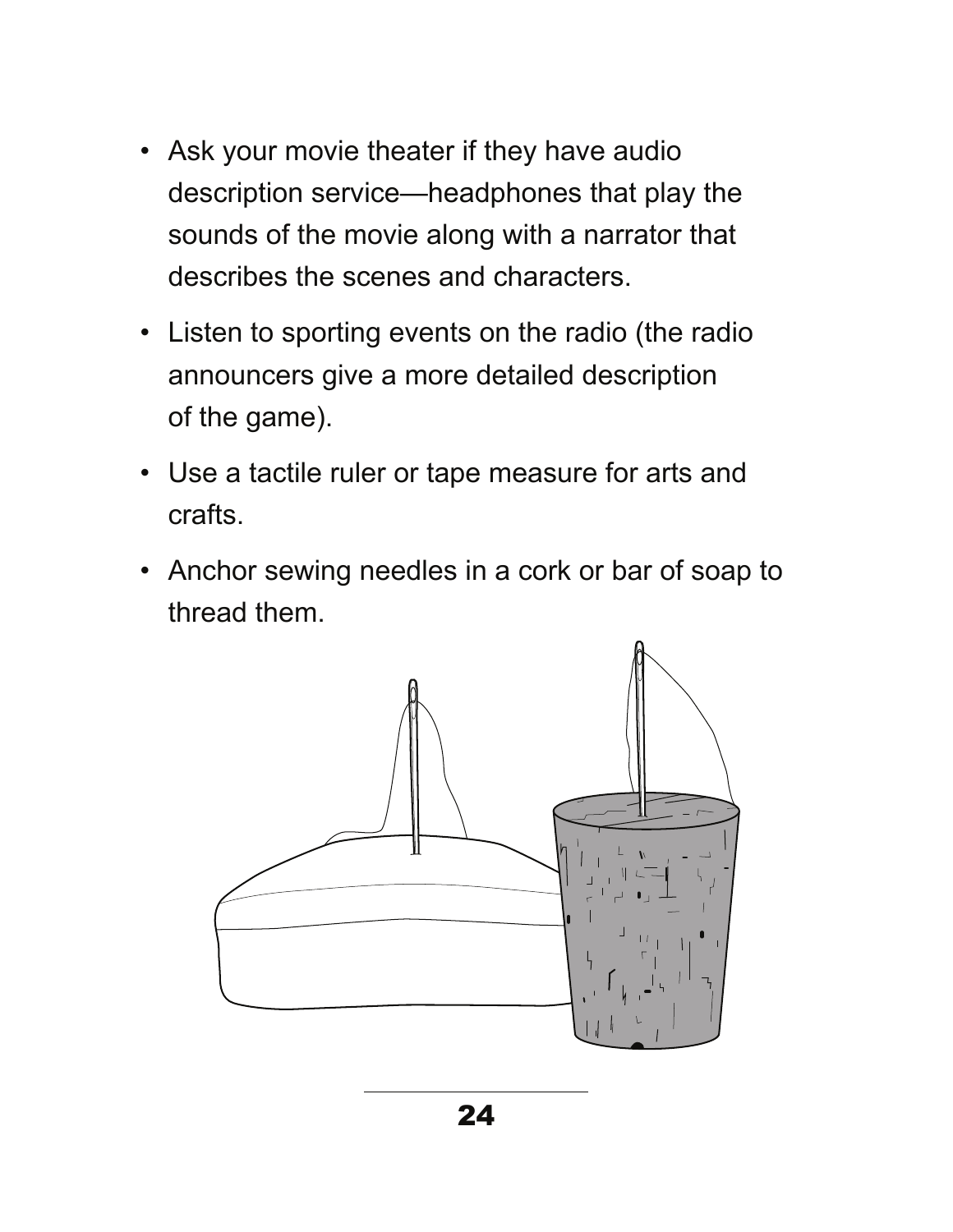- Ask your movie theater if they have audio description service—headphones that play the sounds of the movie along with a narrator that describes the scenes and characters.
- Listen to sporting events on the radio (the radio announcers give a more detailed description of the game).
- Use a tactile ruler or tape measure for arts and crafts.
- Anchor sewing needles in a cork or bar of soap to thread them.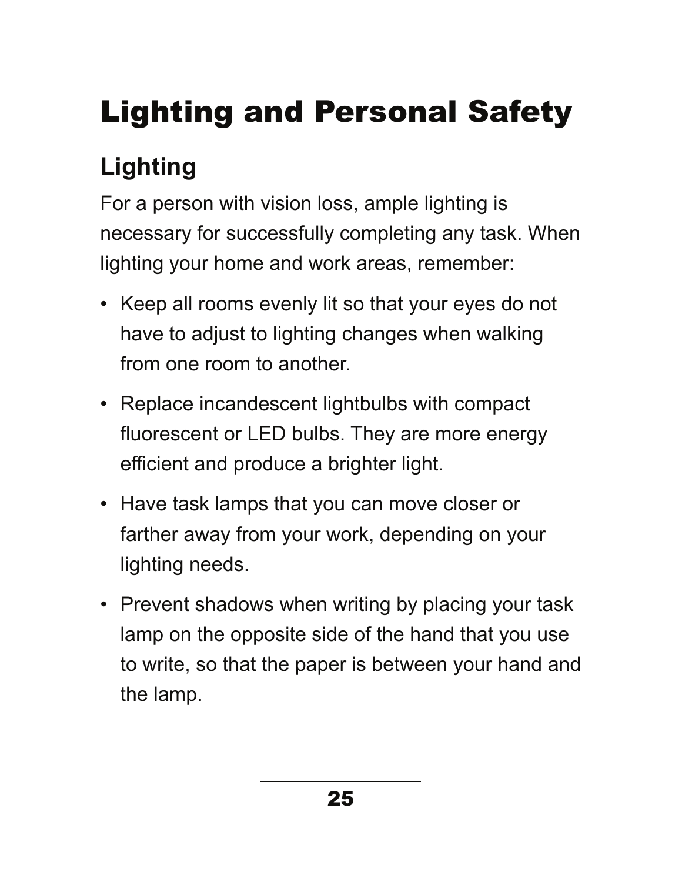# Lighting and Personal Safety

## Lighting

For a person with vision loss, ample lighting is necessary for successfully completing any task. When lighting your home and work areas, remember:

- Keep all rooms evenly lit so that your eyes do not have to adjust to lighting changes when walking from one room to another.
- Replace incandescent lightbulbs with compact fluorescent or LED bulbs. They are more energy efficient and produce a brighter light.
- Have task lamps that you can move closer or farther away from your work, depending on your lighting needs.
- Prevent shadows when writing by placing your task lamp on the opposite side of the hand that you use to write, so that the paper is between your hand and the lamp.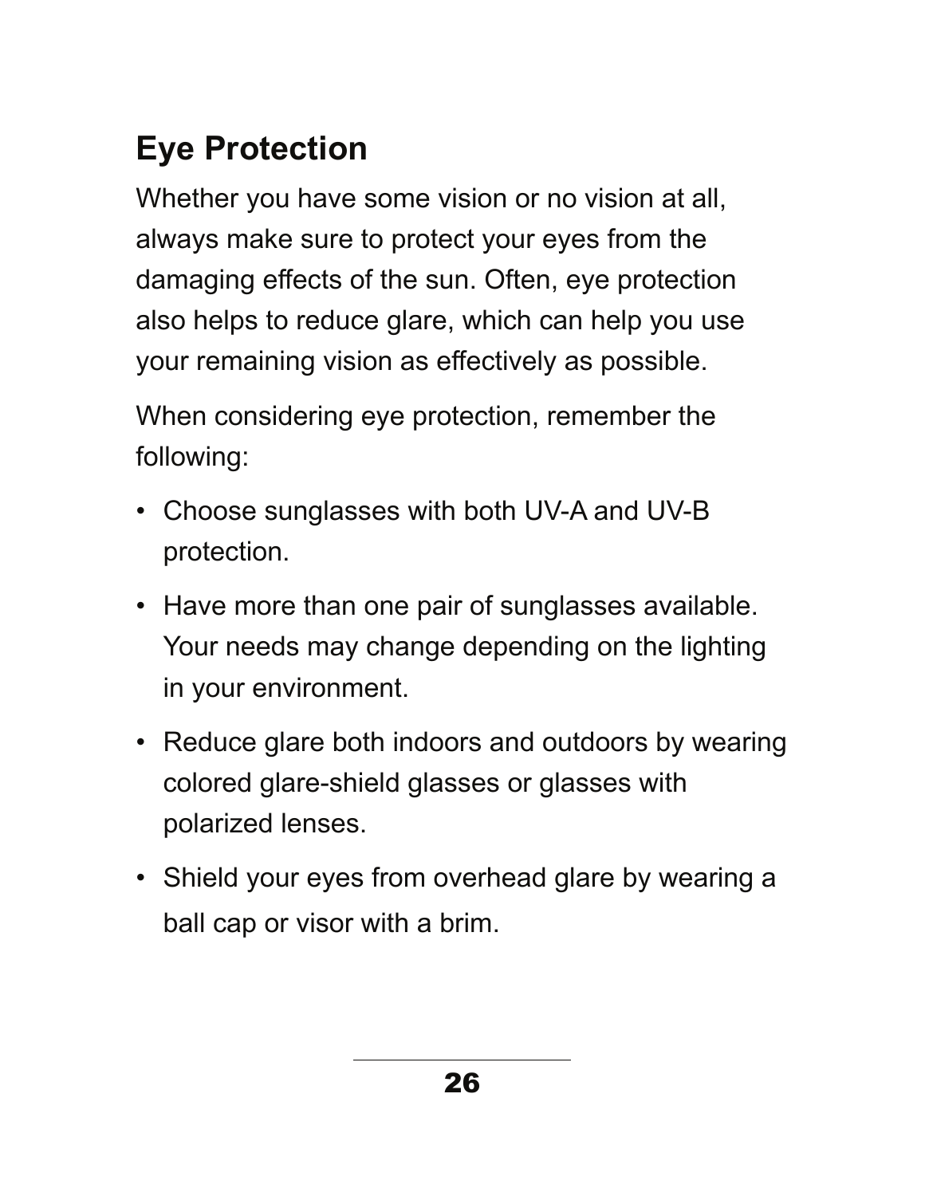## Eye Protection

Whether you have some vision or no vision at all, always make sure to protect your eyes from the damaging effects of the sun. Often, eye protection also helps to reduce glare, which can help you use your remaining vision as effectively as possible.

When considering eye protection, remember the following:

- Choose sunglasses with both UV-A and UV-B protection.
- Have more than one pair of sunglasses available. Your needs may change depending on the lighting in your environment.
- Reduce glare both indoors and outdoors by wearing colored glare-shield glasses or glasses with polarized lenses.
- Shield your eyes from overhead glare by wearing a ball cap or visor with a brim.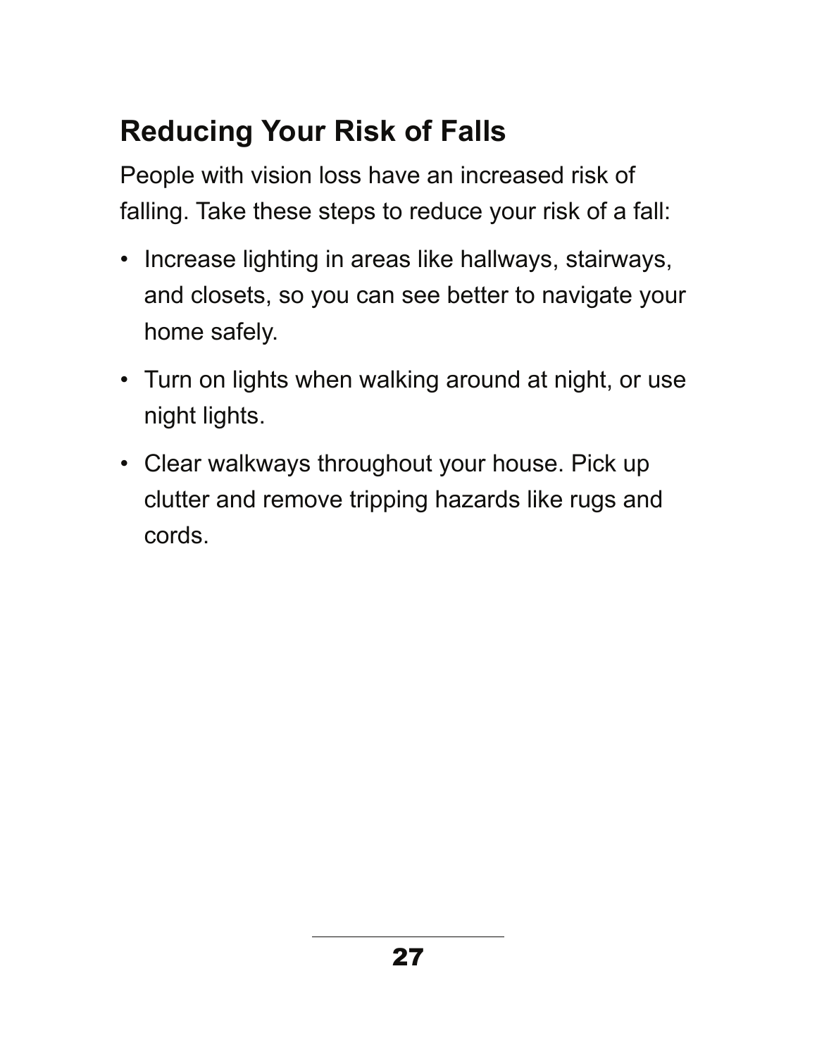## Reducing Your Risk of Falls

People with vision loss have an increased risk of falling. Take these steps to reduce your risk of a fall:

- Increase lighting in areas like hallways, stairways, and closets, so you can see better to navigate your home safely.
- Turn on lights when walking around at night, or use night lights.
- Clear walkways throughout your house. Pick up clutter and remove tripping hazards like rugs and cords.